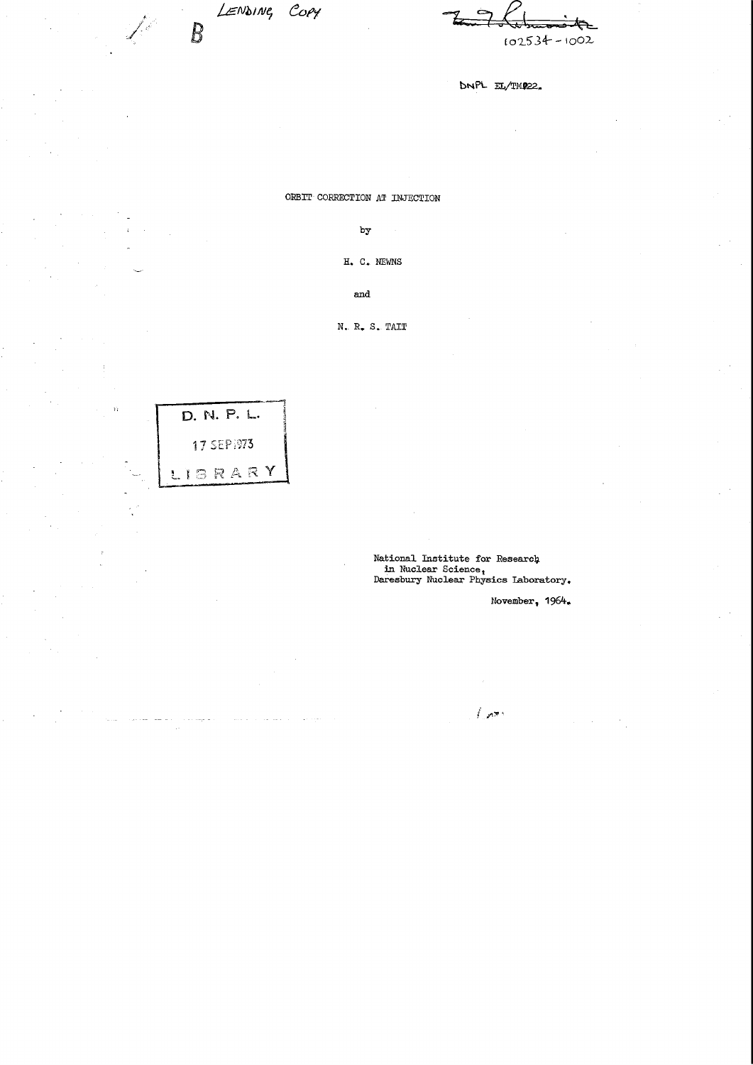LENDING COPY

B

102534 - 1002

DNPL EL/TM022.

# ORBIT CORRECTION AT INJECTION

by

H. C. NEWNS

and

N. R. S. TAIT

D. N. P. L.

17 SEP 1973

LIBRARY

National Institute for Research in Nuclear Science,
Daresbury Nuclear Physics Laboratory.

November, 1964.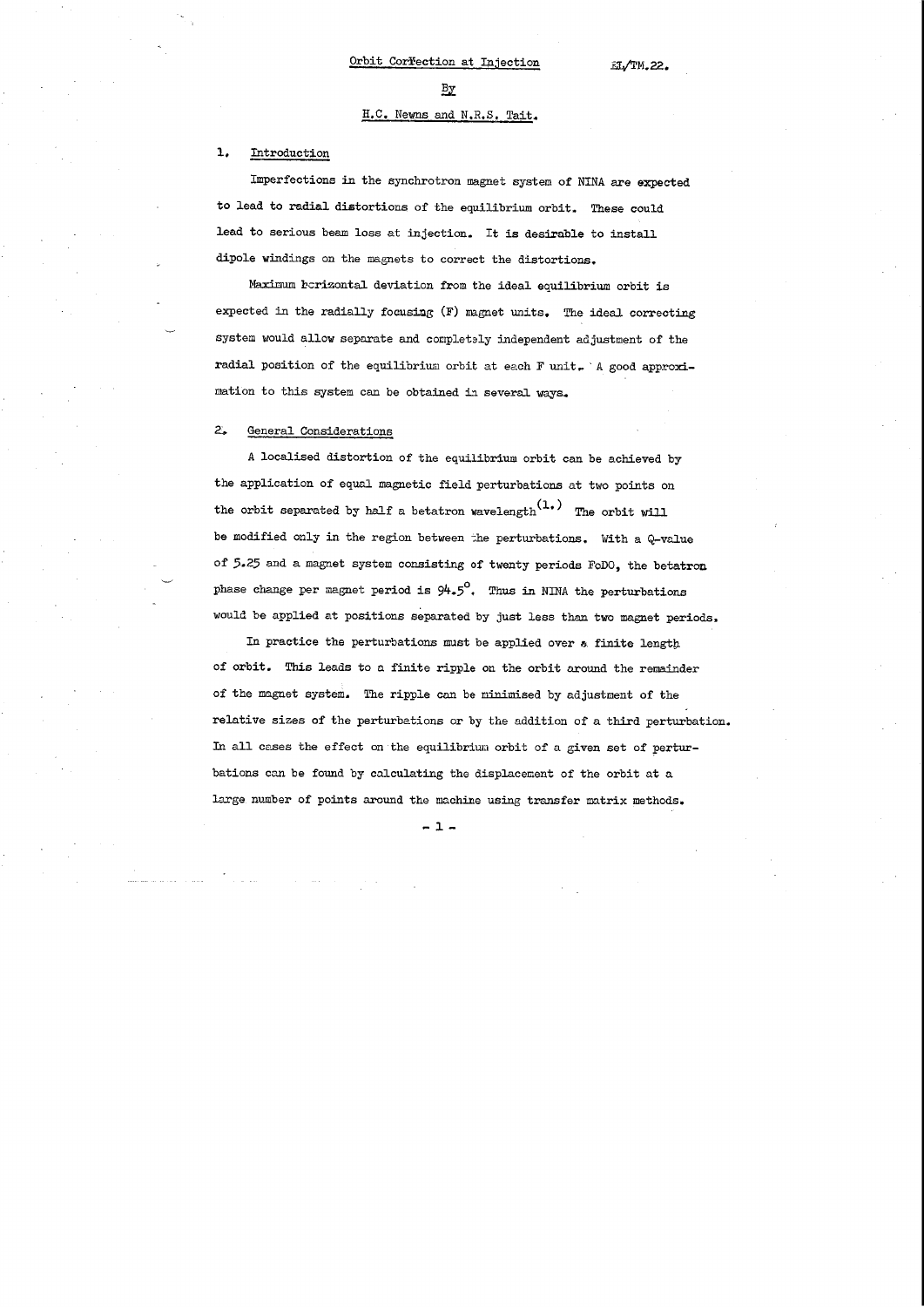# Orbit Correction at Injection

EL/TM.22.

By

H.C. Newns and N.R.S. Tait.

## 1. Introduction

Imperfections in the synchrotron magnet system of NINA are expected to lead to radial distortions of the equilibrium orbit. These could lead to serious beam loss at injection. It is desirable to install dipole windings on the magnets to correct the distortions.

Maximum horizontal deviation from the ideal equilibrium orbit is expected in the radially focusing (F) magnet units. The ideal correcting system would allow separate and completely independent adjustment of the radial position of the equilibrium orbit at each F unit. A good approximation to this system can be obtained in several ways.

## 2. General Considerations

A localised distortion of the equilibrium orbit can be achieved by the application of equal magnetic field perturbations at two points on the orbit separated by half a betatron wavelength[1.] The orbit will be modified only in the region between the perturbations. With a Q-value of 5.25 and a magnet system consisting of twenty periods FoDO, the betatron phase change per magnet period is $94.5^{\circ}$. Thus in NINA the perturbations would be applied at positions separated by just less than two magnet periods.

In practice the perturbations must be applied over a finite length of orbit. This leads to a finite ripple on the orbit around the remainder of the magnet system. The ripple can be minimised by adjustment of the relative sizes of the perturbations or by the addition of a third perturbation. In all cases the effect on the equilibrium orbit of a given set of perturbations can be found by calculating the displacement of the orbit at a large number of points around the machine using transfer matrix methods.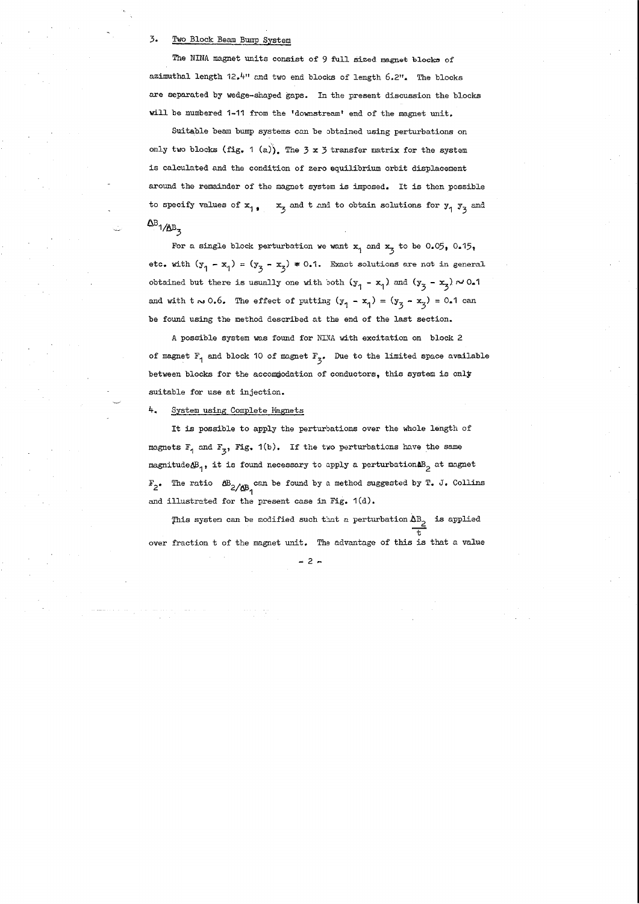## 3. Two Block Beam Bump System

The NINA magnet units consist of 9 full sized magnet blocks of azimuthal length 12.4" and two end blocks of length 6.2". The blocks are separated by wedge-shaped gaps. In the present discussion the blocks will be numbered 1-11 from the 'downstream' end of the magnet unit.

Suitable beam bump systems can be obtained using perturbations on only two blocks (fig. 1 (a)). The 3 x 3 transfer matrix for the system is calculated and the condition of zero equilibrium orbit displacement around the remainder of the magnet system is imposed. It is then possible to specify values of $x_1$, $x_3$ and t and to obtain solutions for $y_1$ $y_3$ and $\Delta B_1/\Delta B_3$

For a single block perturbation we want $x_1$ and $x_3$ to be 0.05, 0.15, etc. with $(y_1 - x_1) = (y_3 - x_3) = 0.1$. Exact solutions are not in general obtained but there is usually one with both $(y_1 - x_1)$ and $(y_3 - x_3) \sim 0.1$ and with $t \sim 0.6$. The effect of putting $(y_1 - x_1) = (y_3 - x_3) = 0.1$ can be found using the method described at the end of the last section.

A possible system was found for NINA with excitation on block 2 of magnet $F_1$ and block 10 of magnet $F_3$. Due to the limited space available between blocks for the accommodation of conductors, this system is only suitable for use at injection.

## 4. System using Complete Magnets

It is possible to apply the perturbations over the whole length of magnets $F_1$ and $F_3$, Fig. 1(b). If the two perturbations have the same magnitude $\Delta B_1$, it is found necessary to apply a perturbation $\Delta B_2$ at magnet $F_2$. The ratio $\Delta B_2/\Delta B_1$ can be found by a method suggested by T. J. Collins and illustrated for the present case in Fig. 1(d).

This system can be modified such that a perturbation $\frac{\Delta B_2}{t}$ is applied over fraction t of the magnet unit. The advantage of this is that a value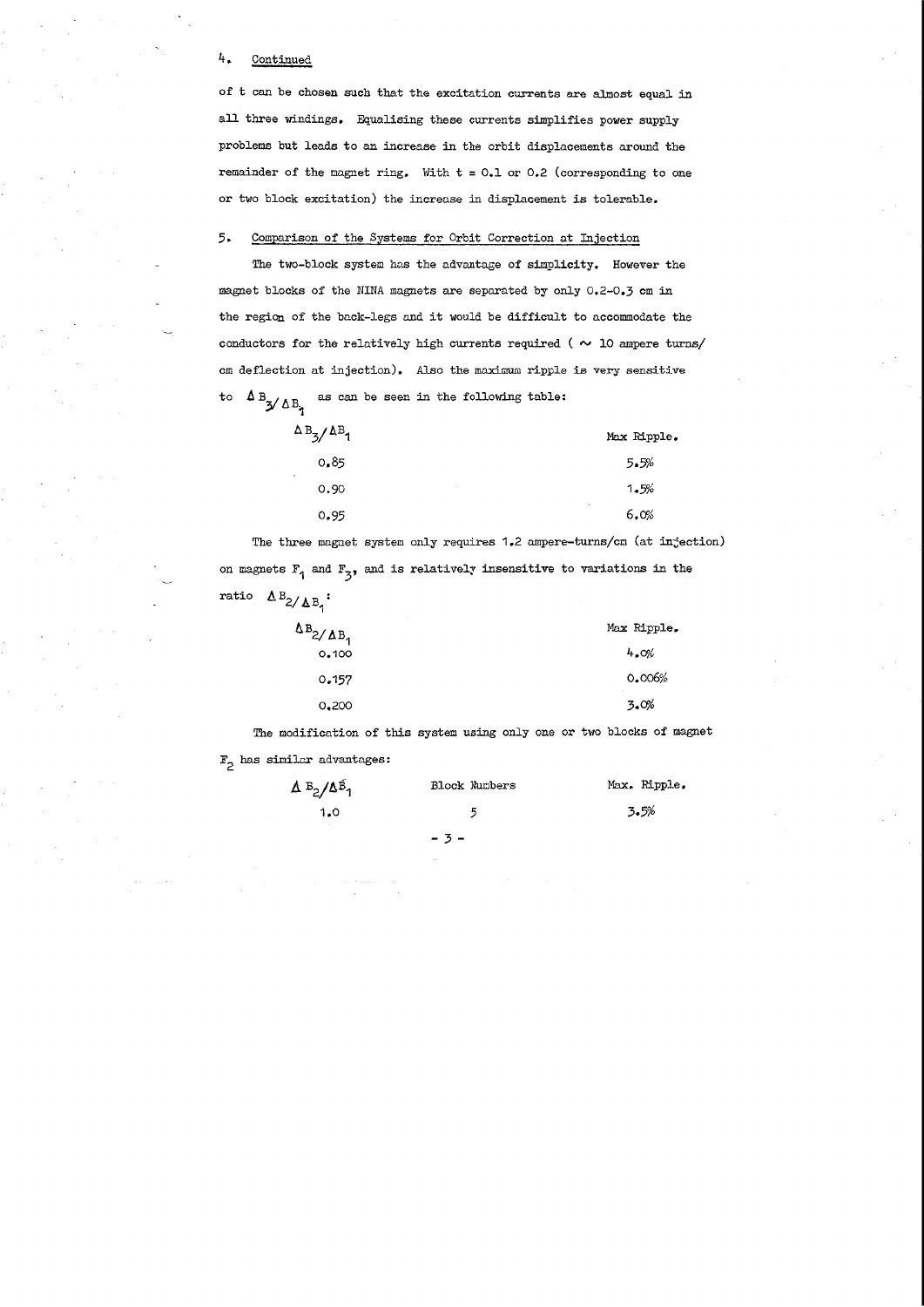## 4. Continued

of t can be chosen such that the excitation currents are almost equal in all three windings. Equalising these currents simplifies power supply problems but leads to an increase in the orbit displacements around the remainder of the magnet ring. With t = 0.1 or 0.2 (corresponding to one or two block excitation) the increase in displacement is tolerable.

## 5. Comparison of the Systems for Orbit Correction at Injection

The two-block system has the advantage of simplicity. However the magnet blocks of the NINA magnets are separated by only 0.2-0.3 cm in the region of the back-legs and it would be difficult to accommodate the conductors for the relatively high currents required ( ~ 10 ampere turns/cm deflection at injection). Also the maximum ripple is very sensitive to $\Delta B_3 / \Delta B_1$ as can be seen in the following table:

| $\Delta B_3/\Delta B_1$ | Max Ripple. |
|---|---|
| 0.85 | 5.5% |
| 0.90 | 1.5% |
| 0.95 | 6.0% |

The three magnet system only requires 1.2 ampere-turns/cm (at injection) on magnets $F_1$ and $F_3$, and is relatively insensitive to variations in the ratio $\Delta B_2 / \Delta B_1$:

| $\Delta B_2/\Delta B_1$ | Max Ripple. |
|---|---|
| 0.100 | 4.0% |
| 0.157 | 0.006% |
| 0.200 | 3.0% |

The modification of this system using only one or two blocks of magnet $F_2$ has similar advantages:

| $\Delta B_2/\Delta B_1$ | Block Numbers | Max. Ripple. |
|---|---|---|
| 1.0 | 5 | 3.5% |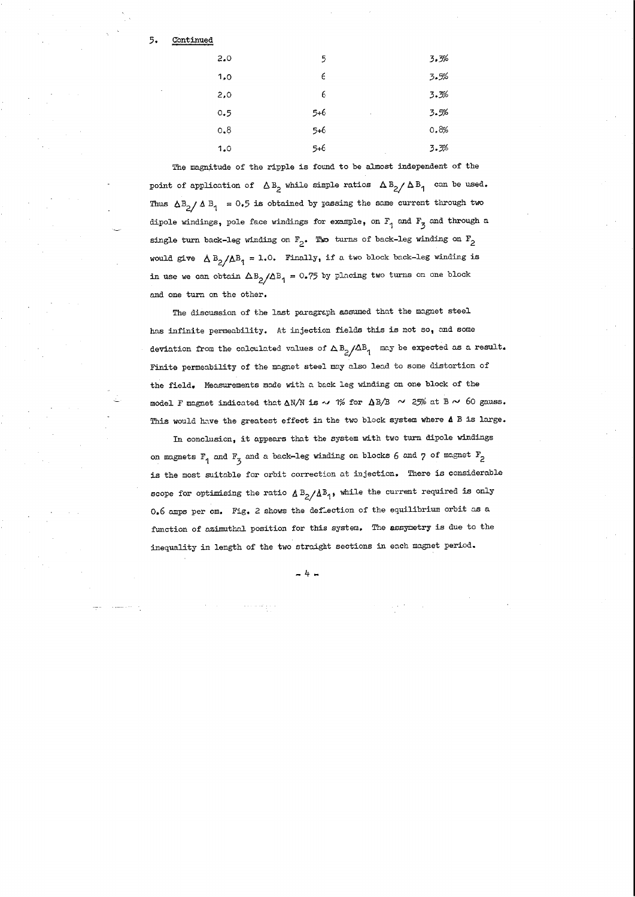5. <u>Continued</u>

| | | |
|---|---|---|
| 2.0 | 5 | 3.3% |
| 1.0 | 6 | 3.5% |
| 2.0 | 6 | 3.3% |
| 0.5 | 5+6 | 3.5% |
| 0.8 | 5+6 | 0.8% |
| 1.0 | 5+6 | 3.3% |

The magnitude of the ripple is found to be almost independent of the point of application of $\Delta B_2$ while simple ratios $\Delta B_2 / \Delta B_1$ can be used. Thus $\Delta B_2 / \Delta B_1 = 0.5$ is obtained by passing the same current through two dipole windings, pole face windings for example, on $F_1$ and $F_3$ and through a single turn back-leg winding on $F_2$. Two turns of back-leg winding on $F_2$ would give $\Delta B_2/\Delta B_1 = 1.0$. Finally, if a two block back-leg winding is in use we can obtain $\Delta B_2/\Delta B_1 = 0.75$ by placing two turns on one block and one turn on the other.

The discussion of the last paragraph assumed that the magnet steel has infinite permeability. At injection fields this is not so, and some deviation from the calculated values of $\Delta B_2/\Delta B_1$ may be expected as a result. Finite permeability of the magnet steel may also lead to some distortion of the field. Measurements made with a back leg winding on one block of the model F magnet indicated that $\Delta N/N$ is $\sim$ 1% for $\Delta B/B$ $\sim$ 25% at B $\sim$ 60 gauss. This would have the greatest effect in the two block system where $\Delta$ B is large.

In conclusion, it appears that the system with two turn dipole windings on magnets $F_1$ and $F_3$ and a back-leg winding on blocks 6 and 7 of magnet $F_2$ is the most suitable for orbit correction at injection. There is considerable scope for optimising the ratio $\Delta B_2/\Delta B_1$, while the current required is only 0.6 amps per cm. Fig. 2 shows the deflection of the equilibrium orbit as a function of azimuthal position for this system. The assymetry is due to the inequality in length of the two straight sections in each magnet period.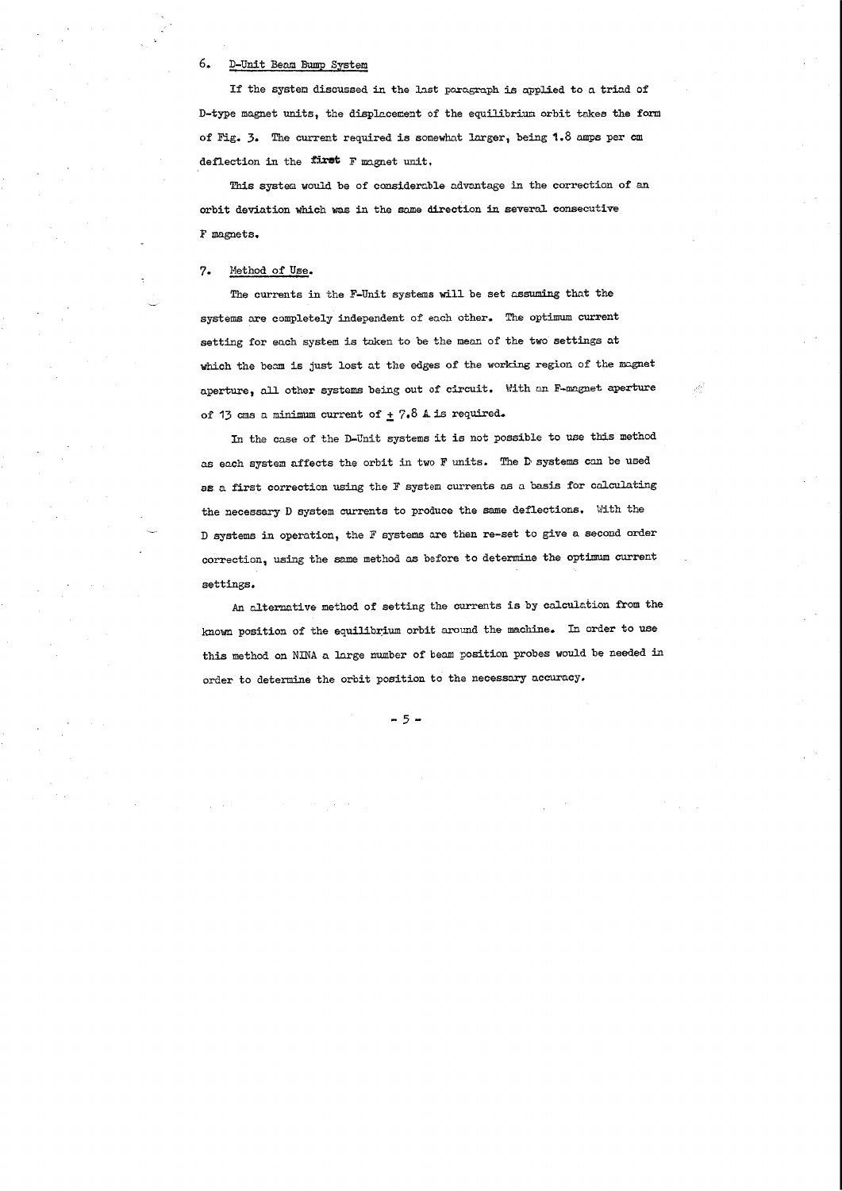## 6. D-Unit Beam Bump System

If the system discussed in the last paragraph is applied to a triad of D-type magnet units, the displacement of the equilibrium orbit takes the form of Fig. 3. The current required is somewhat larger, being 1.8 amps per cm deflection in the **first** F magnet unit.

This system would be of considerable advantage in the correction of an orbit deviation which was in the same direction in several consecutive F magnets.

## 7. Method of Use.

The currents in the F-Unit systems will be set assuming that the systems are completely independent of each other. The optimum current setting for each system is taken to be the mean of the two settings at which the beam is just lost at the edges of the working region of the magnet aperture, all other systems being out of circuit. With an F-magnet aperture of 13 cms a minimum current of $\pm$ 7.8 A is required.

In the case of the D-Unit systems it is not possible to use this method as each system affects the orbit in two F units. The D systems can be used as a first correction using the F system currents as a basis for calculating the necessary D system currents to produce the same deflections. With the D systems in operation, the F systems are then re-set to give a second order correction, using the same method as before to determine the optimum current settings.

An alternative method of setting the currents is by calculation from the known position of the equilibrium orbit around the machine. In order to use this method on NINA a large number of beam position probes would be needed in order to determine the orbit position to the necessary accuracy.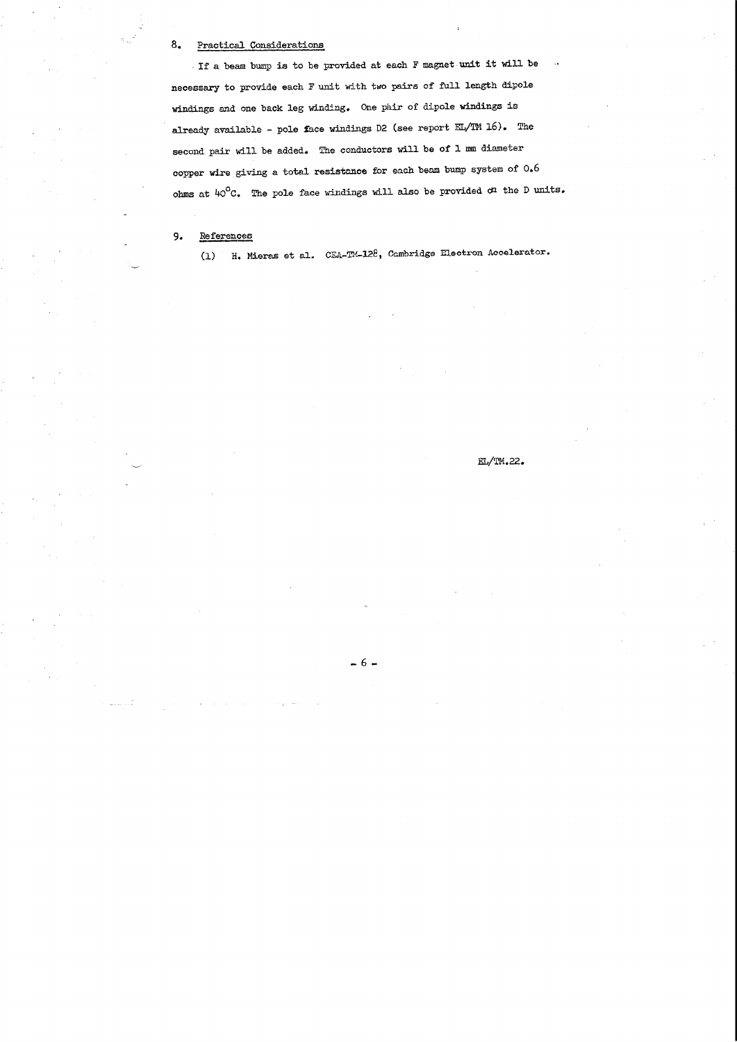## 8. Practical Considerations

If a beam bump is to be provided at each F magnet unit it will be necessary to provide each F unit with two pairs of full length dipole windings and one back leg winding. One pair of dipole windings is already available - pole face windings D2 (see report EL/TM 16). The second pair will be added. The conductors will be of 1 mm diameter copper wire giving a total resistance for each beam bump system of 0.6 ohms at 40°C. The pole face windings will also be provided on the D units.

## 9. References

(1) H. Mieras et al. CEA-TM-128, Cambridge Electron Accelerator.

EL/TM.22.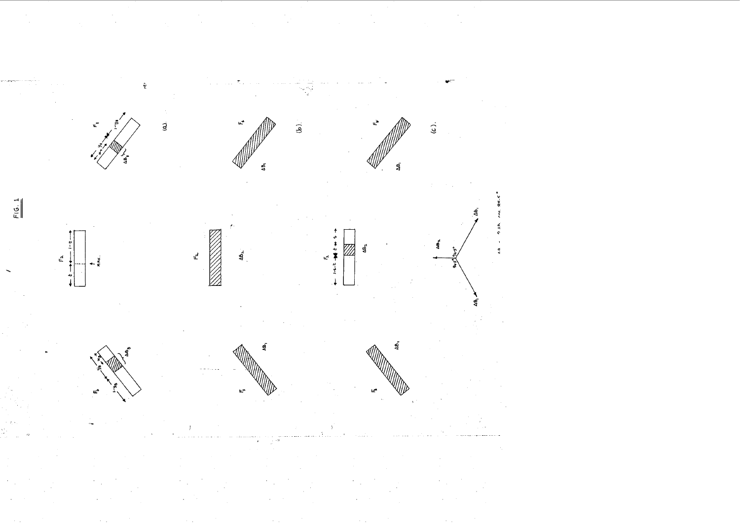FIG. 1

(a).

(b).

(c).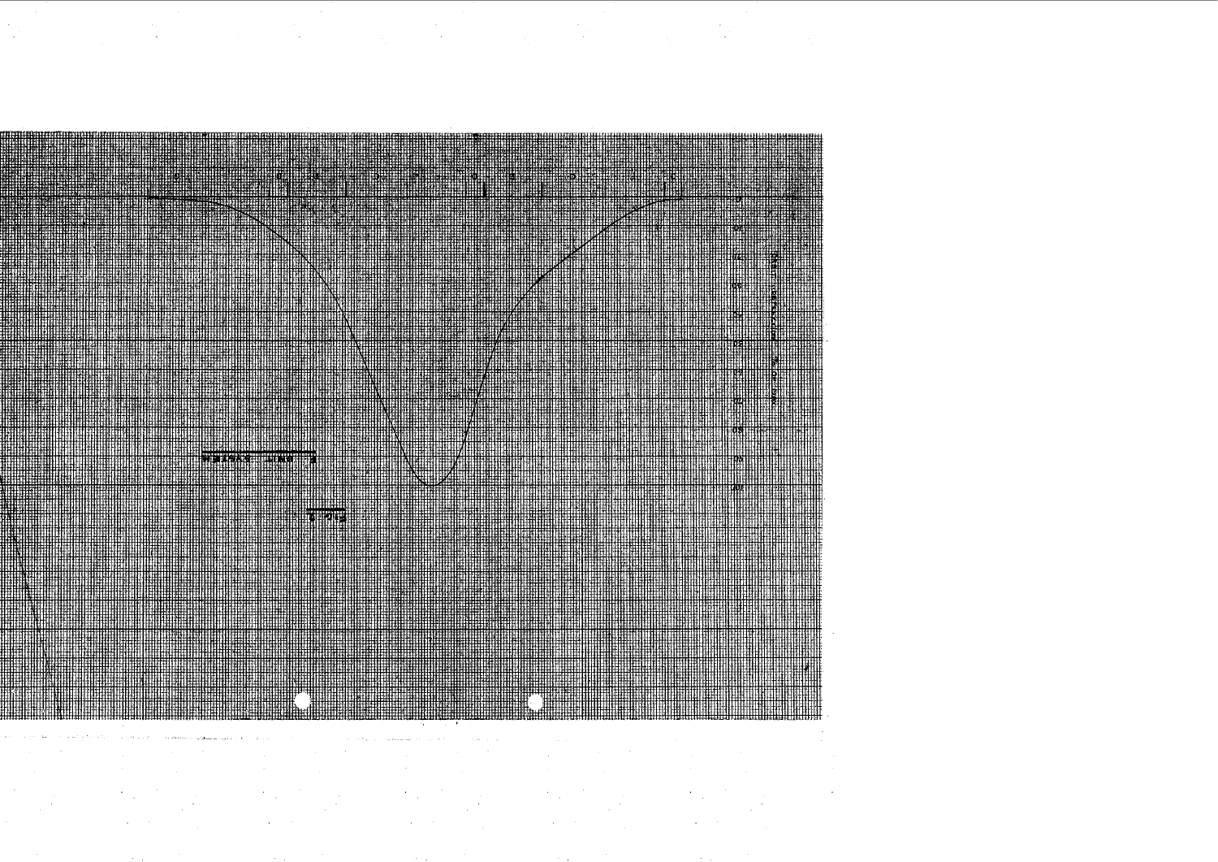FIG. 5

8 UNIT SYSTEM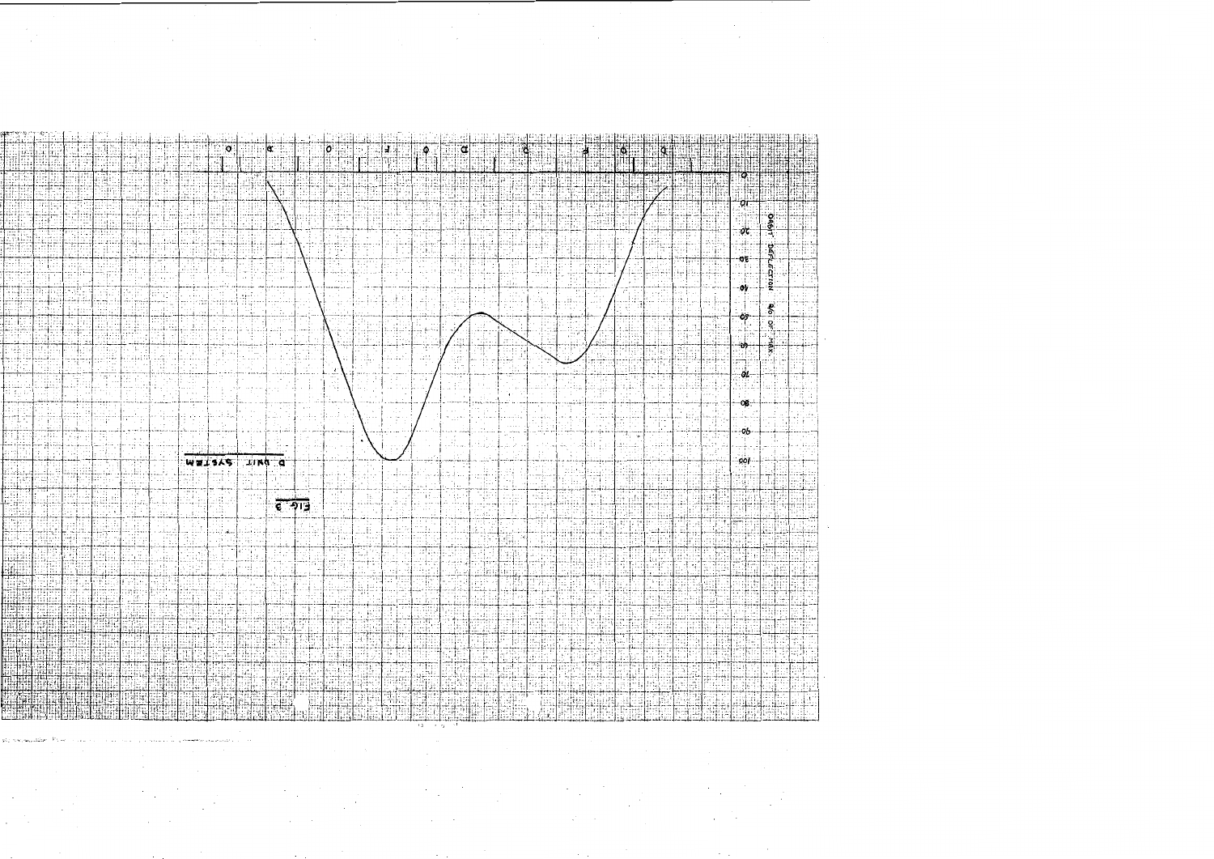D UNIT SYSTEM

FIG 3

DIGIT DEFLECTION % OF MAX.

0
10
20
30
40
50
60
70
80
90
100